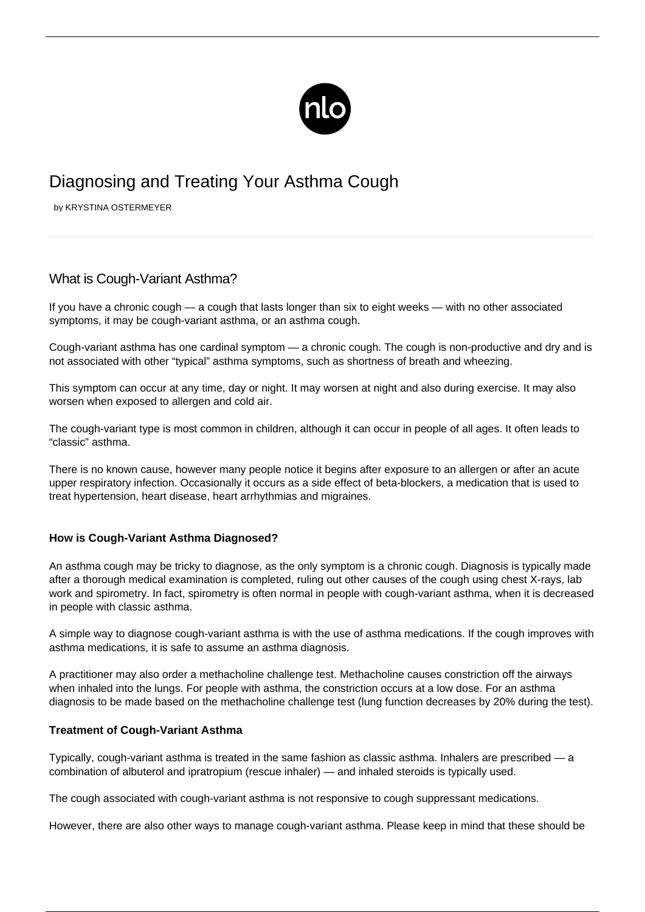# Diagnosing and Treating Your Asthma Cough

by KRYSTINA OSTERMEYER

## What is Cough-Variant Asthma?

If you have a chronic cough — a cough that lasts longer than six to eight weeks — with no other associated symptoms, it may be cough-variant asthma, or an asthma cough.

Cough-variant asthma has one cardinal symptom — a chronic cough. The cough is non-productive and dry and is not associated with other "typical" asthma symptoms, such as shortness of breath and wheezing.

This symptom can occur at any time, day or night. It may worsen at night and also during exercise. It may also worsen when exposed to allergen and cold air.

The cough-variant type is most common in children, although it can occur in people of all ages. It often leads to "classic" asthma.

There is no known cause, however many people notice it begins after exposure to an allergen or after an acute upper respiratory infection. Occasionally it occurs as a side effect of beta-blockers, a medication that is used to treat hypertension, heart disease, heart arrhythmias and migraines.

### How is Cough-Variant Asthma Diagnosed?

An asthma cough may be tricky to diagnose, as the only symptom is a chronic cough. Diagnosis is typically made after a thorough medical examination is completed, ruling out other causes of the cough using chest X-rays, lab work and spirometry. In fact, spirometry is often normal in people with cough-variant asthma, when it is decreased in people with classic asthma.

A simple way to diagnose cough-variant asthma is with the use of asthma medications. If the cough improves with asthma medications, it is safe to assume an asthma diagnosis.

A practitioner may also order a methacholine challenge test. Methacholine causes constriction off the airways when inhaled into the lungs. For people with asthma, the constriction occurs at a low dose. For an asthma diagnosis to be made based on the methacholine challenge test (lung function decreases by 20% during the test).

### Treatment of Cough-Variant Asthma

Typically, cough-variant asthma is treated in the same fashion as classic asthma. Inhalers are prescribed — a combination of albuterol and ipratropium (rescue inhaler) — and inhaled steroids is typically used.

The cough associated with cough-variant asthma is not responsive to cough suppressant medications.

However, there are also other ways to manage cough-variant asthma. Please keep in mind that these should be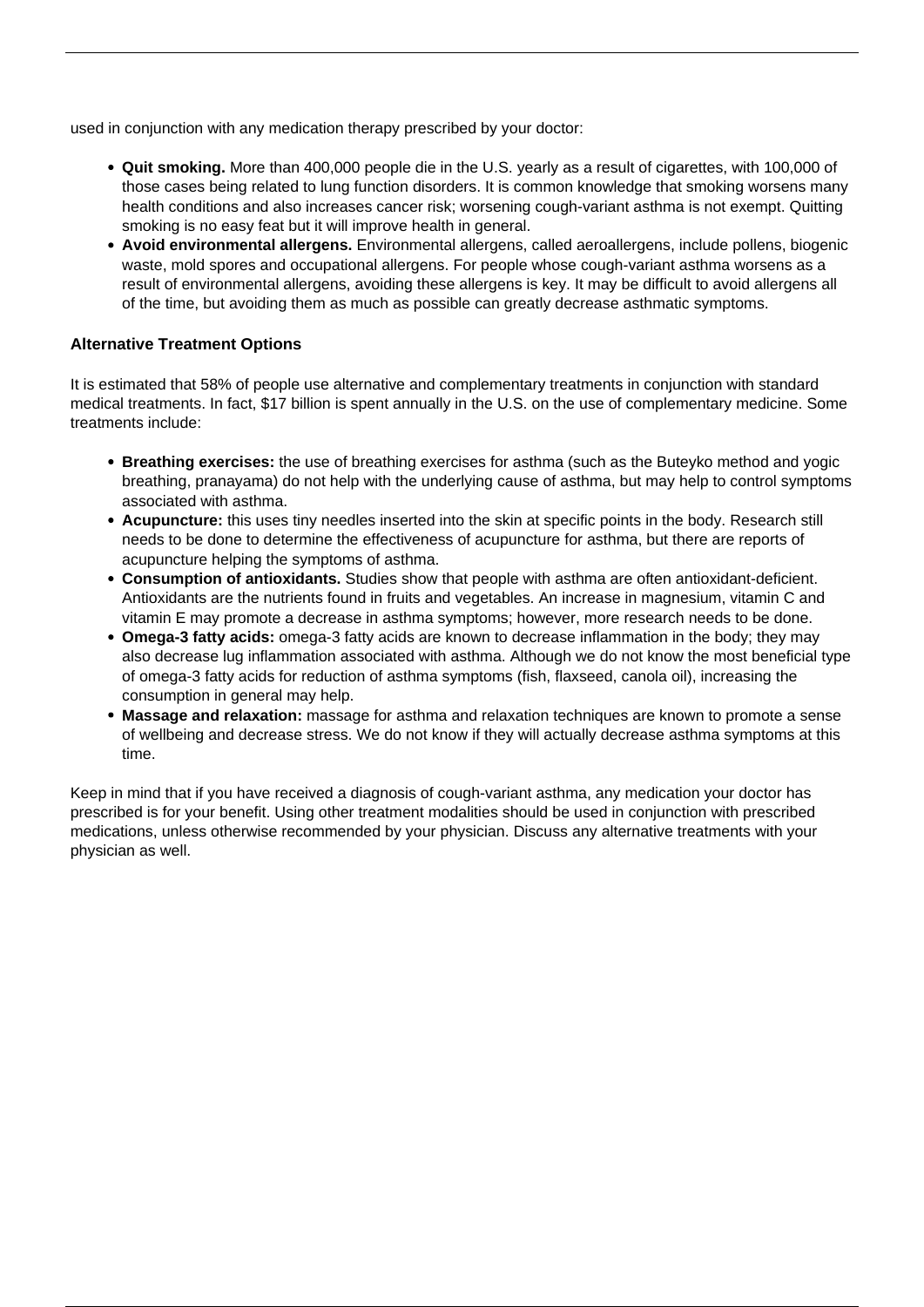used in conjunction with any medication therapy prescribed by your doctor:

- **Quit smoking.** More than 400,000 people die in the U.S. yearly as a result of cigarettes, with 100,000 of those cases being related to lung function disorders. It is common knowledge that smoking worsens many health conditions and also increases cancer risk; worsening cough-variant asthma is not exempt. Quitting smoking is no easy feat but it will improve health in general.
- **Avoid environmental allergens.** Environmental allergens, called aeroallergens, include pollens, biogenic waste, mold spores and occupational allergens. For people whose cough-variant asthma worsens as a result of environmental allergens, avoiding these allergens is key. It may be difficult to avoid allergens all of the time, but avoiding them as much as possible can greatly decrease asthmatic symptoms.

**Alternative Treatment Options**

It is estimated that 58% of people use alternative and complementary treatments in conjunction with standard medical treatments. In fact, $17 billion is spent annually in the U.S. on the use of complementary medicine. Some treatments include:

- **Breathing exercises:** the use of breathing exercises for asthma (such as the Buteyko method and yogic breathing, pranayama) do not help with the underlying cause of asthma, but may help to control symptoms associated with asthma.
- **Acupuncture:** this uses tiny needles inserted into the skin at specific points in the body. Research still needs to be done to determine the effectiveness of acupuncture for asthma, but there are reports of acupuncture helping the symptoms of asthma.
- **Consumption of antioxidants.** Studies show that people with asthma are often antioxidant-deficient. Antioxidants are the nutrients found in fruits and vegetables. An increase in magnesium, vitamin C and vitamin E may promote a decrease in asthma symptoms; however, more research needs to be done.
- **Omega-3 fatty acids:** omega-3 fatty acids are known to decrease inflammation in the body; they may also decrease lug inflammation associated with asthma. Although we do not know the most beneficial type of omega-3 fatty acids for reduction of asthma symptoms (fish, flaxseed, canola oil), increasing the consumption in general may help.
- **Massage and relaxation:** massage for asthma and relaxation techniques are known to promote a sense of wellbeing and decrease stress. We do not know if they will actually decrease asthma symptoms at this time.

Keep in mind that if you have received a diagnosis of cough-variant asthma, any medication your doctor has prescribed is for your benefit. Using other treatment modalities should be used in conjunction with prescribed medications, unless otherwise recommended by your physician. Discuss any alternative treatments with your physician as well.